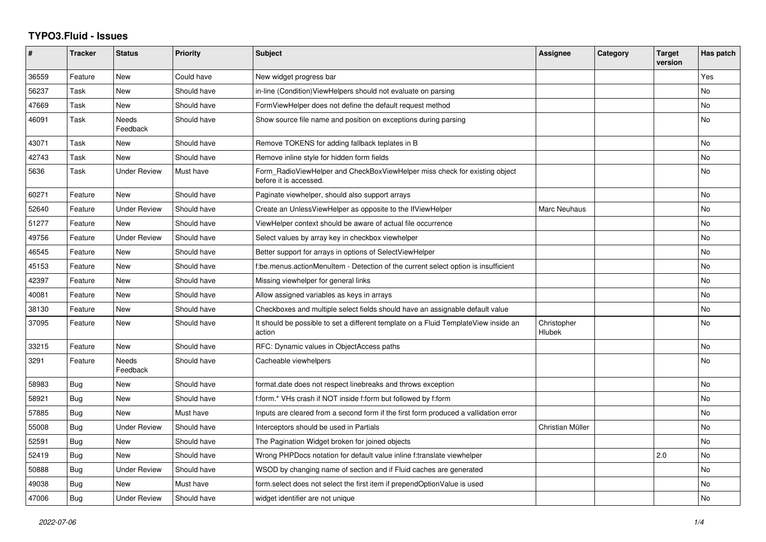# TYPO3.Fluid - Issues

| # | Tracker | Status | Priority | Subject | Assignee | Category | Target version | Has patch |
|---|---|---|---|---|---|---|---|---|
| 36559 | Feature | New | Could have | New widget progress bar | | | | Yes |
| 56237 | Task | New | Should have | in-line (Condition)ViewHelpers should not evaluate on parsing | | | | No |
| 47669 | Task | New | Should have | FormViewHelper does not define the default request method | | | | No |
| 46091 | Task | Needs Feedback | Should have | Show source file name and position on exceptions during parsing | | | | No |
| 43071 | Task | New | Should have | Remove TOKENS for adding fallback teplates in B | | | | No |
| 42743 | Task | New | Should have | Remove inline style for hidden form fields | | | | No |
| 5636 | Task | Under Review | Must have | Form_RadioViewHelper and CheckBoxViewHelper miss check for existing object before it is accessed. | | | | No |
| 60271 | Feature | New | Should have | Paginate viewhelper, should also support arrays | | | | No |
| 52640 | Feature | Under Review | Should have | Create an UnlessViewHelper as opposite to the IfViewHelper | Marc Neuhaus | | | No |
| 51277 | Feature | New | Should have | ViewHelper context should be aware of actual file occurrence | | | | No |
| 49756 | Feature | Under Review | Should have | Select values by array key in checkbox viewhelper | | | | No |
| 46545 | Feature | New | Should have | Better support for arrays in options of SelectViewHelper | | | | No |
| 45153 | Feature | New | Should have | f:be.menus.actionMenuItem - Detection of the current select option is insufficient | | | | No |
| 42397 | Feature | New | Should have | Missing viewhelper for general links | | | | No |
| 40081 | Feature | New | Should have | Allow assigned variables as keys in arrays | | | | No |
| 38130 | Feature | New | Should have | Checkboxes and multiple select fields should have an assignable default value | | | | No |
| 37095 | Feature | New | Should have | It should be possible to set a different template on a Fluid TemplateView inside an action | Christopher Hlubek | | | No |
| 33215 | Feature | New | Should have | RFC: Dynamic values in ObjectAccess paths | | | | No |
| 3291 | Feature | Needs Feedback | Should have | Cacheable viewhelpers | | | | No |
| 58983 | Bug | New | Should have | format.date does not respect linebreaks and throws exception | | | | No |
| 58921 | Bug | New | Should have | f:form.* VHs crash if NOT inside f:form but followed by f:form | | | | No |
| 57885 | Bug | New | Must have | Inputs are cleared from a second form if the first form produced a vallidation error | | | | No |
| 55008 | Bug | Under Review | Should have | Interceptors should be used in Partials | Christian Müller | | | No |
| 52591 | Bug | New | Should have | The Pagination Widget broken for joined objects | | | | No |
| 52419 | Bug | New | Should have | Wrong PHPDocs notation for default value inline f:translate viewhelper | | | 2.0 | No |
| 50888 | Bug | Under Review | Should have | WSOD by changing name of section and if Fluid caches are generated | | | | No |
| 49038 | Bug | New | Must have | form.select does not select the first item if prependOptionValue is used | | | | No |
| 47006 | Bug | Under Review | Should have | widget identifier are not unique | | | | No |

*2022-07-06*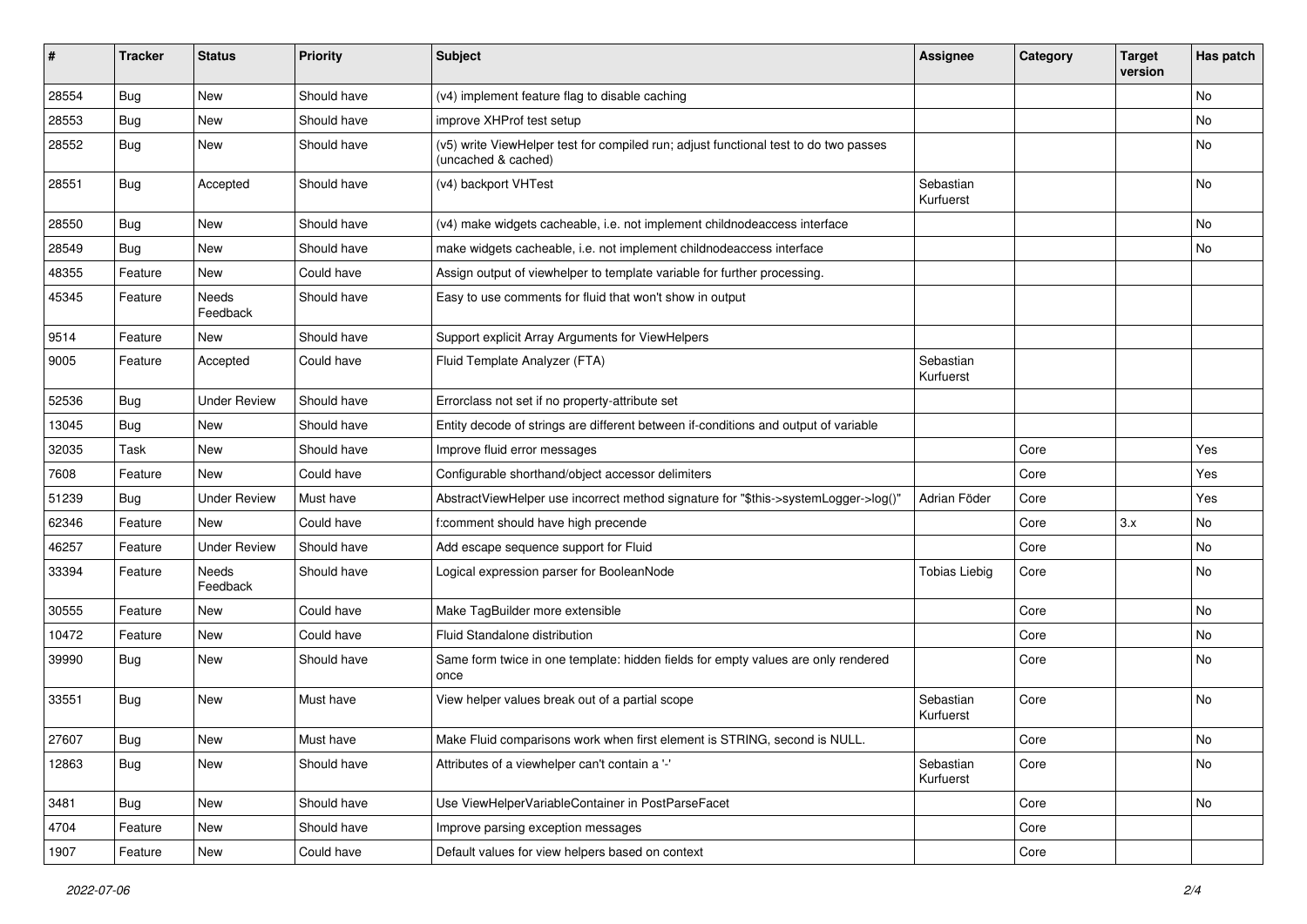| # | Tracker | Status | Priority | Subject | Assignee | Category | Target version | Has patch |
|---|---|---|---|---|---|---|---|---|
| 28554 | Bug | New | Should have | (v4) implement feature flag to disable caching | | | | No |
| 28553 | Bug | New | Should have | improve XHProf test setup | | | | No |
| 28552 | Bug | New | Should have | (v5) write ViewHelper test for compiled run; adjust functional test to do two passes (uncached & cached) | | | | No |
| 28551 | Bug | Accepted | Should have | (v4) backport VHTest | Sebastian Kurfuerst | | | No |
| 28550 | Bug | New | Should have | (v4) make widgets cacheable, i.e. not implement childnodeaccess interface | | | | No |
| 28549 | Bug | New | Should have | make widgets cacheable, i.e. not implement childnodeaccess interface | | | | No |
| 48355 | Feature | New | Could have | Assign output of viewhelper to template variable for further processing. | | | | |
| 45345 | Feature | Needs Feedback | Should have | Easy to use comments for fluid that won't show in output | | | | |
| 9514 | Feature | New | Should have | Support explicit Array Arguments for ViewHelpers | | | | |
| 9005 | Feature | Accepted | Could have | Fluid Template Analyzer (FTA) | Sebastian Kurfuerst | | | |
| 52536 | Bug | Under Review | Should have | Errorclass not set if no property-attribute set | | | | |
| 13045 | Bug | New | Should have | Entity decode of strings are different between if-conditions and output of variable | | | | |
| 32035 | Task | New | Should have | Improve fluid error messages | | Core | | Yes |
| 7608 | Feature | New | Could have | Configurable shorthand/object accessor delimiters | | Core | | Yes |
| 51239 | Bug | Under Review | Must have | AbstractViewHelper use incorrect method signature for "$this->systemLogger->log()" | Adrian Föder | Core | | Yes |
| 62346 | Feature | New | Could have | f:comment should have high precende | | Core | 3.x | No |
| 46257 | Feature | Under Review | Should have | Add escape sequence support for Fluid | | Core | | No |
| 33394 | Feature | Needs Feedback | Should have | Logical expression parser for BooleanNode | Tobias Liebig | Core | | No |
| 30555 | Feature | New | Could have | Make TagBuilder more extensible | | Core | | No |
| 10472 | Feature | New | Could have | Fluid Standalone distribution | | Core | | No |
| 39990 | Bug | New | Should have | Same form twice in one template: hidden fields for empty values are only rendered once | | Core | | No |
| 33551 | Bug | New | Must have | View helper values break out of a partial scope | Sebastian Kurfuerst | Core | | No |
| 27607 | Bug | New | Must have | Make Fluid comparisons work when first element is STRING, second is NULL. | | Core | | No |
| 12863 | Bug | New | Should have | Attributes of a viewhelper can't contain a '-' | Sebastian Kurfuerst | Core | | No |
| 3481 | Bug | New | Should have | Use ViewHelperVariableContainer in PostParseFacet | | Core | | No |
| 4704 | Feature | New | Should have | Improve parsing exception messages | | Core | | |
| 1907 | Feature | New | Could have | Default values for view helpers based on context | | Core | | |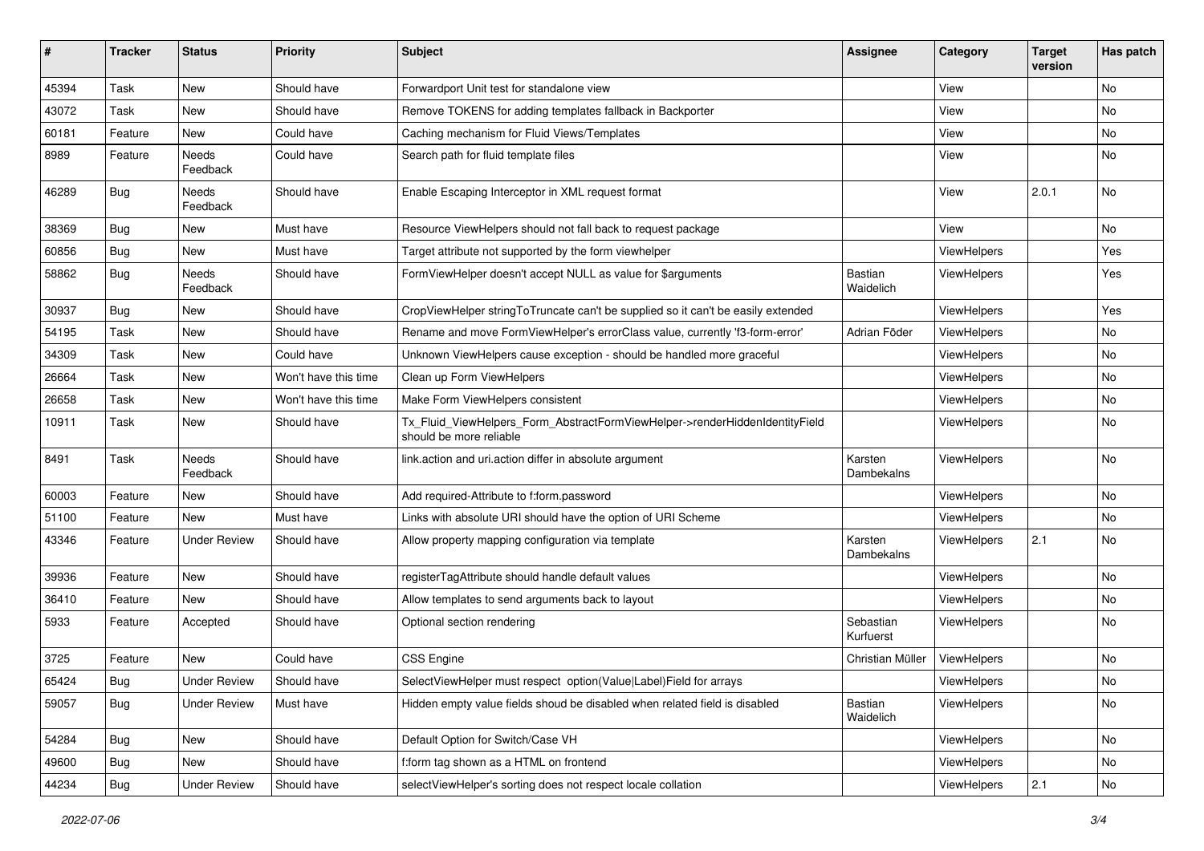| # | Tracker | Status | Priority | Subject | Assignee | Category | Target version | Has patch |
| --- | --- | --- | --- | --- | --- | --- | --- | --- |
| 45394 | Task | New | Should have | Forwardport Unit test for standalone view | | View | | No |
| 43072 | Task | New | Should have | Remove TOKENS for adding templates fallback in Backporter | | View | | No |
| 60181 | Feature | New | Could have | Caching mechanism for Fluid Views/Templates | | View | | No |
| 8989 | Feature | Needs Feedback | Could have | Search path for fluid template files | | View | | No |
| 46289 | Bug | Needs Feedback | Should have | Enable Escaping Interceptor in XML request format | | View | 2.0.1 | No |
| 38369 | Bug | New | Must have | Resource ViewHelpers should not fall back to request package | | View | | No |
| 60856 | Bug | New | Must have | Target attribute not supported by the form viewhelper | | ViewHelpers | | Yes |
| 58862 | Bug | Needs Feedback | Should have | FormViewHelper doesn't accept NULL as value for $arguments | Bastian Waidelich | ViewHelpers | | Yes |
| 30937 | Bug | New | Should have | CropViewHelper stringToTruncate can't be supplied so it can't be easily extended | | ViewHelpers | | Yes |
| 54195 | Task | New | Should have | Rename and move FormViewHelper's errorClass value, currently 'f3-form-error' | Adrian Föder | ViewHelpers | | No |
| 34309 | Task | New | Could have | Unknown ViewHelpers cause exception - should be handled more graceful | | ViewHelpers | | No |
| 26664 | Task | New | Won't have this time | Clean up Form ViewHelpers | | ViewHelpers | | No |
| 26658 | Task | New | Won't have this time | Make Form ViewHelpers consistent | | ViewHelpers | | No |
| 10911 | Task | New | Should have | Tx_Fluid_ViewHelpers_Form_AbstractFormViewHelper->renderHiddenIdentityField should be more reliable | | ViewHelpers | | No |
| 8491 | Task | Needs Feedback | Should have | link.action and uri.action differ in absolute argument | Karsten Dambekalns | ViewHelpers | | No |
| 60003 | Feature | New | Should have | Add required-Attribute to f:form.password | | ViewHelpers | | No |
| 51100 | Feature | New | Must have | Links with absolute URI should have the option of URI Scheme | | ViewHelpers | | No |
| 43346 | Feature | Under Review | Should have | Allow property mapping configuration via template | Karsten Dambekalns | ViewHelpers | 2.1 | No |
| 39936 | Feature | New | Should have | registerTagAttribute should handle default values | | ViewHelpers | | No |
| 36410 | Feature | New | Should have | Allow templates to send arguments back to layout | | ViewHelpers | | No |
| 5933 | Feature | Accepted | Should have | Optional section rendering | Sebastian Kurfuerst | ViewHelpers | | No |
| 3725 | Feature | New | Could have | CSS Engine | Christian Müller | ViewHelpers | | No |
| 65424 | Bug | Under Review | Should have | SelectViewHelper must respect option(Value\|Label)Field for arrays | | ViewHelpers | | No |
| 59057 | Bug | Under Review | Must have | Hidden empty value fields shoud be disabled when related field is disabled | Bastian Waidelich | ViewHelpers | | No |
| 54284 | Bug | New | Should have | Default Option for Switch/Case VH | | ViewHelpers | | No |
| 49600 | Bug | New | Should have | f:form tag shown as a HTML on frontend | | ViewHelpers | | No |
| 44234 | Bug | Under Review | Should have | selectViewHelper's sorting does not respect locale collation | | ViewHelpers | 2.1 | No |

*2022-07-06*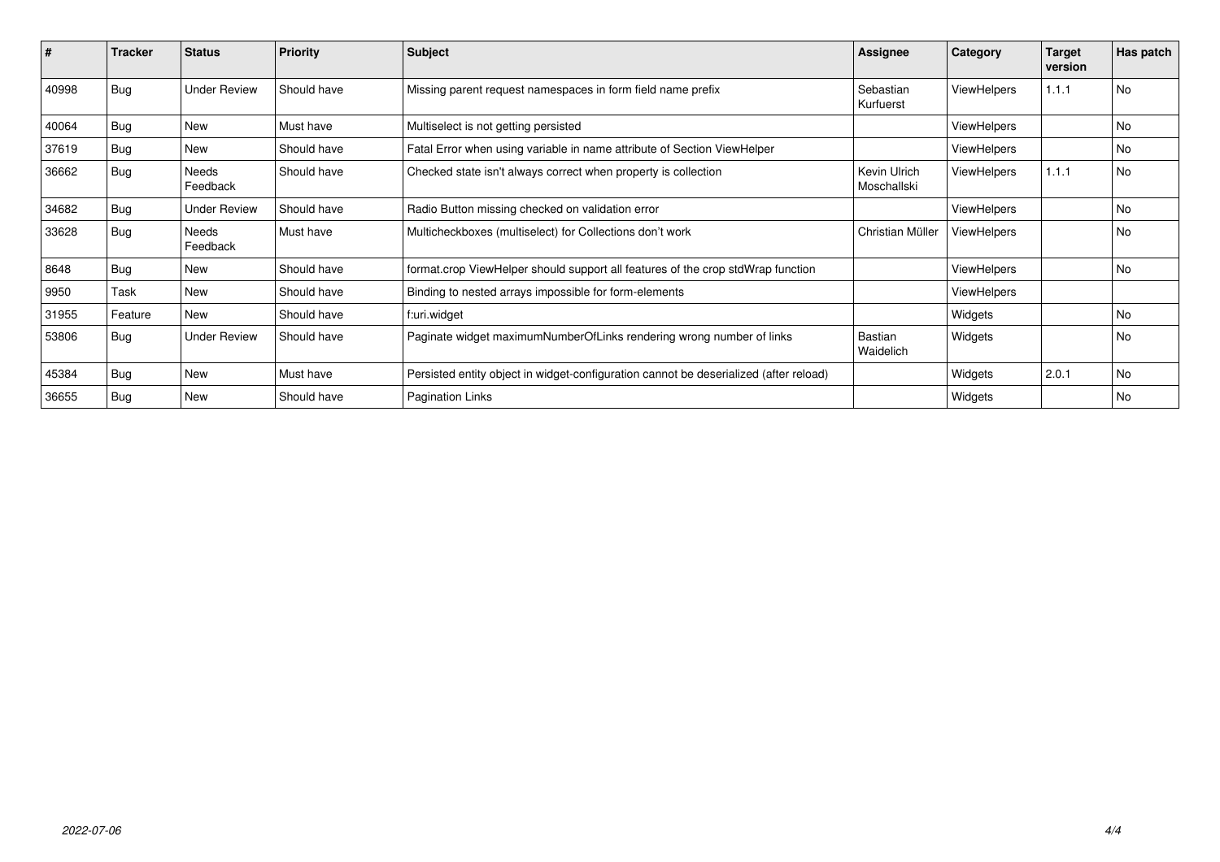| # | Tracker | Status | Priority | Subject | Assignee | Category | Target version | Has patch |
|---|---|---|---|---|---|---|---|---|
| 40998 | Bug | Under Review | Should have | Missing parent request namespaces in form field name prefix | Sebastian Kurfuerst | ViewHelpers | 1.1.1 | No |
| 40064 | Bug | New | Must have | Multiselect is not getting persisted | | ViewHelpers | | No |
| 37619 | Bug | New | Should have | Fatal Error when using variable in name attribute of Section ViewHelper | | ViewHelpers | | No |
| 36662 | Bug | Needs Feedback | Should have | Checked state isn't always correct when property is collection | Kevin Ulrich Moschallski | ViewHelpers | 1.1.1 | No |
| 34682 | Bug | Under Review | Should have | Radio Button missing checked on validation error | | ViewHelpers | | No |
| 33628 | Bug | Needs Feedback | Must have | Multicheckboxes (multiselect) for Collections don't work | Christian Müller | ViewHelpers | | No |
| 8648 | Bug | New | Should have | format.crop ViewHelper should support all features of the crop stdWrap function | | ViewHelpers | | No |
| 9950 | Task | New | Should have | Binding to nested arrays impossible for form-elements | | ViewHelpers | | |
| 31955 | Feature | New | Should have | f:uri.widget | | Widgets | | No |
| 53806 | Bug | Under Review | Should have | Paginate widget maximumNumberOfLinks rendering wrong number of links | Bastian Waidelich | Widgets | | No |
| 45384 | Bug | New | Must have | Persisted entity object in widget-configuration cannot be deserialized (after reload) | | Widgets | 2.0.1 | No |
| 36655 | Bug | New | Should have | Pagination Links | | Widgets | | No |